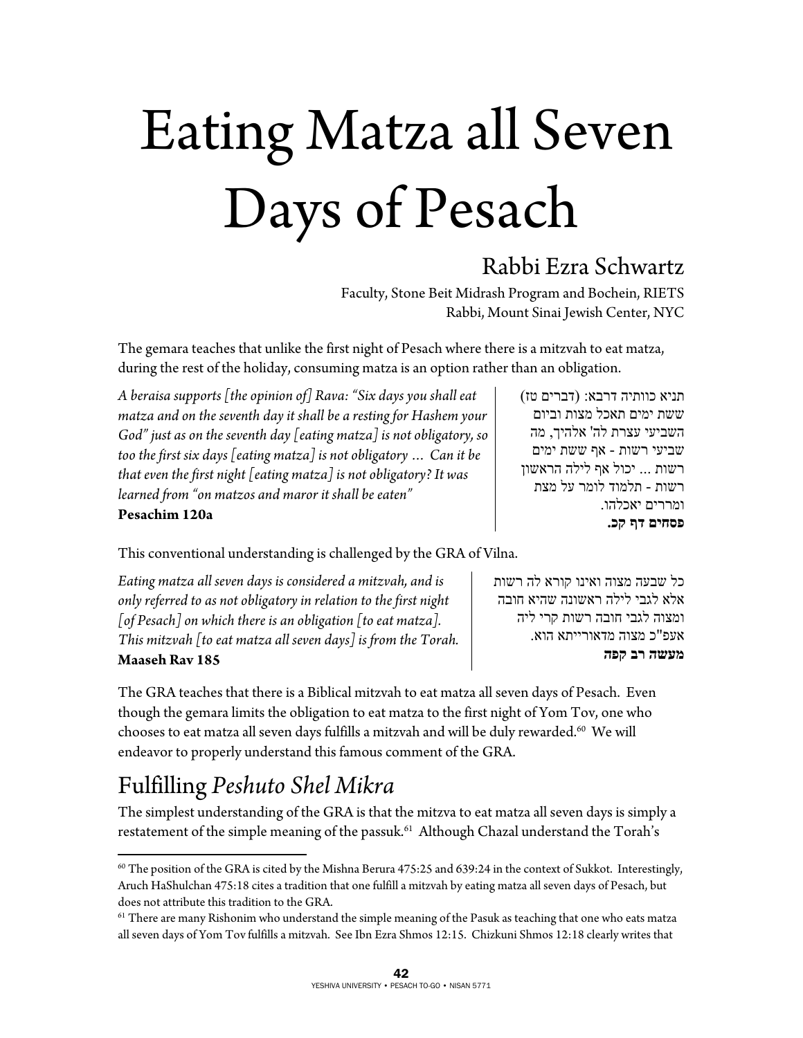# Eating Matza all Seven Days of Pesach

## Rabbi Ezra Schwartz

Faculty, Stone Beit Midrash Program and Bochein, RIETS
Rabbi, Mount Sinai Jewish Center, NYC

The gemara teaches that unlike the first night of Pesach where there is a mitzvah to eat matza, during the rest of the holiday, consuming matza is an option rather than an obligation.

*A beraisa supports [the opinion of] Rava: "Six days you shall eat matza and on the seventh day it shall be a resting for Hashem your God" just as on the seventh day [eating matza] is not obligatory, so too the first six days [eating matza] is not obligatory … Can it be that even the first night [eating matza] is not obligatory? It was learned from "on matzos and maror it shall be eaten"*
**Pesachim 120a**

תניא כוותיה דרבא: (דברים טז) ששת ימים תאכל מצות וביום השביעי עצרת לה' אלהיך, מה שביעי רשות - אף ששת ימים רשות ... יכול אף לילה הראשון רשות - תלמוד לומר על מצת ומררים יאכלהו.
**פסחים דף קכ.**

This conventional understanding is challenged by the GRA of Vilna.

*Eating matza all seven days is considered a mitzvah, and is only referred to as not obligatory in relation to the first night [of Pesach] on which there is an obligation [to eat matza]. This mitzvah [to eat matza all seven days] is from the Torah.*
**Maaseh Rav 185**

כל שבעה מצוה ואינו קורא לה רשות אלא לגבי לילה ראשונה שהיא חובה ומצוה לגבי חובה רשות קרי ליה אעפ"כ מצוה מדאורייתא הוא.
**מעשה רב קפה**

The GRA teaches that there is a Biblical mitzvah to eat matza all seven days of Pesach. Even though the gemara limits the obligation to eat matza to the first night of Yom Tov, one who chooses to eat matza all seven days fulfills a mitzvah and will be duly rewarded.[60] We will endeavor to properly understand this famous comment of the GRA.

## Fulfilling *Peshuto Shel Mikra*

The simplest understanding of the GRA is that the mitzva to eat matza all seven days is simply a restatement of the simple meaning of the passuk.[61] Although Chazal understand the Torah's

---

[60] The position of the GRA is cited by the Mishna Berura 475:25 and 639:24 in the context of Sukkot. Interestingly, Aruch HaShulchan 475:18 cites a tradition that one fulfill a mitzvah by eating matza all seven days of Pesach, but does not attribute this tradition to the GRA.

[61] There are many Rishonim who understand the simple meaning of the Pasuk as teaching that one who eats matza all seven days of Yom Tov fulfills a mitzvah. See Ibn Ezra Shmos 12:15. Chizkuni Shmos 12:18 clearly writes that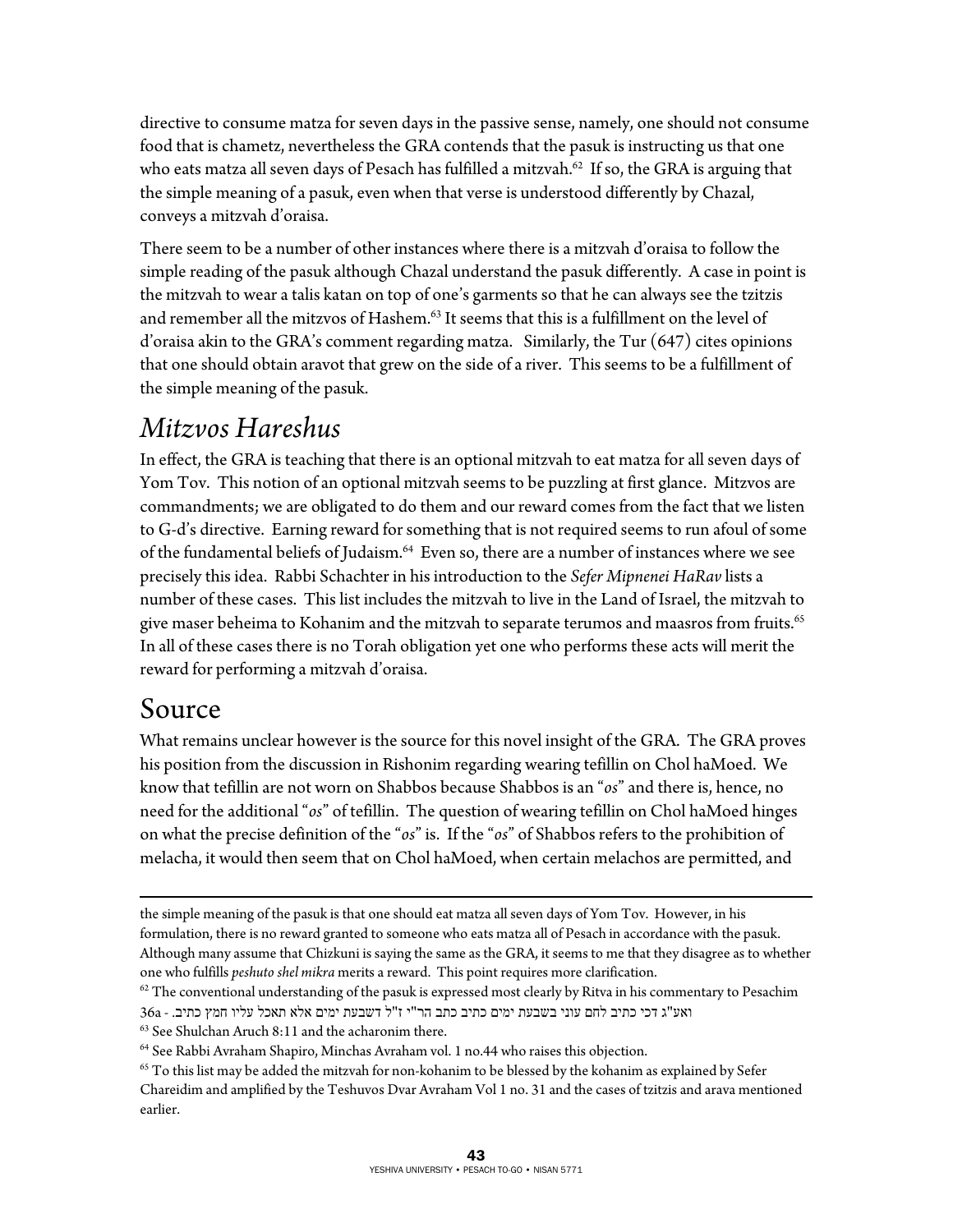directive to consume matza for seven days in the passive sense, namely, one should not consume food that is chametz, nevertheless the GRA contends that the pasuk is instructing us that one who eats matza all seven days of Pesach has fulfilled a mitzvah.[62] If so, the GRA is arguing that the simple meaning of a pasuk, even when that verse is understood differently by Chazal, conveys a mitzvah d'oraisa.

There seem to be a number of other instances where there is a mitzvah d'oraisa to follow the simple reading of the pasuk although Chazal understand the pasuk differently. A case in point is the mitzvah to wear a talis katan on top of one's garments so that he can always see the tzitzis and remember all the mitzvos of Hashem.[63] It seems that this is a fulfillment on the level of d'oraisa akin to the GRA's comment regarding matza. Similarly, the Tur (647) cites opinions that one should obtain aravot that grew on the side of a river. This seems to be a fulfillment of the simple meaning of the pasuk.

## *Mitzvos Hareshus*

In effect, the GRA is teaching that there is an optional mitzvah to eat matza for all seven days of Yom Tov. This notion of an optional mitzvah seems to be puzzling at first glance. Mitzvos are commandments; we are obligated to do them and our reward comes from the fact that we listen to G-d's directive. Earning reward for something that is not required seems to run afoul of some of the fundamental beliefs of Judaism.[64] Even so, there are a number of instances where we see precisely this idea. Rabbi Schachter in his introduction to the *Sefer Mipnenei HaRav* lists a number of these cases. This list includes the mitzvah to live in the Land of Israel, the mitzvah to give maser beheima to Kohanim and the mitzvah to separate terumos and maasros from fruits.[65] In all of these cases there is no Torah obligation yet one who performs these acts will merit the reward for performing a mitzvah d'oraisa.

## Source

What remains unclear however is the source for this novel insight of the GRA. The GRA proves his position from the discussion in Rishonim regarding wearing tefillin on Chol haMoed. We know that tefillin are not worn on Shabbos because Shabbos is an "*os*" and there is, hence, no need for the additional "*os*" of tefillin. The question of wearing tefillin on Chol haMoed hinges on what the precise definition of the "*os*" is. If the "*os*" of Shabbos refers to the prohibition of melacha, it would then seem that on Chol haMoed, when certain melachos are permitted, and

---

the simple meaning of the pasuk is that one should eat matza all seven days of Yom Tov. However, in his formulation, there is no reward granted to someone who eats matza all of Pesach in accordance with the pasuk. Although many assume that Chizkuni is saying the same as the GRA, it seems to me that they disagree as to whether one who fulfills *peshuto shel mikra* merits a reward. This point requires more clarification.

[62] The conventional understanding of the pasuk is expressed most clearly by Ritva in his commentary to Pesachim 36a - ואע"ג דכי כתיב לחם עוני בשבעת ימים כתיב כתב הר"י ז"ל דשבעת ימים אלא תאכל עליו חמץ כתיב.

[63] See Shulchan Aruch 8:11 and the acharonim there.

[64] See Rabbi Avraham Shapiro, Minchas Avraham vol. 1 no.44 who raises this objection.

[65] To this list may be added the mitzvah for non-kohanim to be blessed by the kohanim as explained by Sefer Chareidim and amplified by the Teshuvos Dvar Avraham Vol 1 no. 31 and the cases of tzitzis and arava mentioned earlier.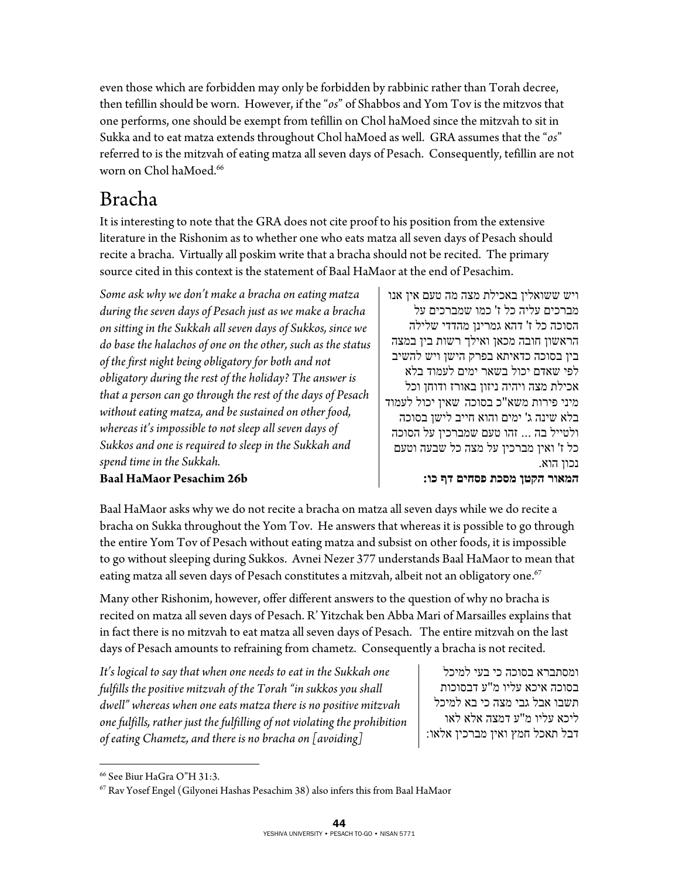even those which are forbidden may only be forbidden by rabbinic rather than Torah decree, then tefillin should be worn. However, if the "*os*" of Shabbos and Yom Tov is the mitzvos that one performs, one should be exempt from tefillin on Chol haMoed since the mitzvah to sit in Sukka and to eat matza extends throughout Chol haMoed as well. GRA assumes that the "*os*" referred to is the mitzvah of eating matza all seven days of Pesach. Consequently, tefillin are not worn on Chol haMoed.[66]

# Bracha

It is interesting to note that the GRA does not cite proof to his position from the extensive literature in the Rishonim as to whether one who eats matza all seven days of Pesach should recite a bracha. Virtually all poskim write that a bracha should not be recited. The primary source cited in this context is the statement of Baal HaMaor at the end of Pesachim.

*Some ask why we don't make a bracha on eating matza during the seven days of Pesach just as we make a bracha on sitting in the Sukkah all seven days of Sukkos, since we do base the halachos of one on the other, such as the status of the first night being obligatory for both and not obligatory during the rest of the holiday? The answer is that a person can go through the rest of the days of Pesach without eating matza, and be sustained on other food, whereas it's impossible to not sleep all seven days of Sukkos and one is required to sleep in the Sukkah and spend time in the Sukkah.*

**Baal HaMaor Pesachim 26b**

ויש ששואלין באכילת מצה מה טעם אין אנו מברכים עליה כל ז' כמו שמברכים על הסוכה כל ז' דהא גמרינן מהדדי שלילה הראשון חובה מכאן ואילך רשות בין במצה בין בסוכה כדאיתא בפרק הישן ויש להשיב לפי שאדם יכול בשאר ימים לעמוד בלא אכילת מצה ויהיה ניזון באורז ודוחן וכל מיני פירות משא"כ בסוכה שאין יכול לעמוד בלא שינה ג' ימים והוא חייב לישן בסוכה ולטייל בה ... זהו טעם שמברכין על הסוכה כל ז' ואין מברכין על מצה כל שבעה וטעם נכון הוא.

**המאור הקטן מסכת פסחים דף כו:**

Baal HaMaor asks why we do not recite a bracha on matza all seven days while we do recite a bracha on Sukka throughout the Yom Tov. He answers that whereas it is possible to go through the entire Yom Tov of Pesach without eating matza and subsist on other foods, it is impossible to go without sleeping during Sukkos. Avnei Nezer 377 understands Baal HaMaor to mean that eating matza all seven days of Pesach constitutes a mitzvah, albeit not an obligatory one.[67]

Many other Rishonim, however, offer different answers to the question of why no bracha is recited on matza all seven days of Pesach. R' Yitzchak ben Abba Mari of Marsailles explains that in fact there is no mitzvah to eat matza all seven days of Pesach. The entire mitzvah on the last days of Pesach amounts to refraining from chametz. Consequently a bracha is not recited.

*It's logical to say that when one needs to eat in the Sukkah one fulfills the positive mitzvah of the Torah "in sukkos you shall dwell" whereas when one eats matza there is no positive mitzvah one fulfills, rather just the fulfilling of not violating the prohibition of eating Chametz, and there is no bracha on [avoiding]*

ומסתברא בסוכה כי בעי למיכל בסוכה איכא עליו מ"ע דבסוכות תשבו אבל גבי מצה כי בא למיכל ליכא עליו מ"ע דמצה אלא לאו דבל תאכל חמץ ואין מברכין אלאו:

---

[66] See Biur HaGra O"H 31:3.

[67] Rav Yosef Engel (Gilyonei Hashas Pesachim 38) also infers this from Baal HaMaor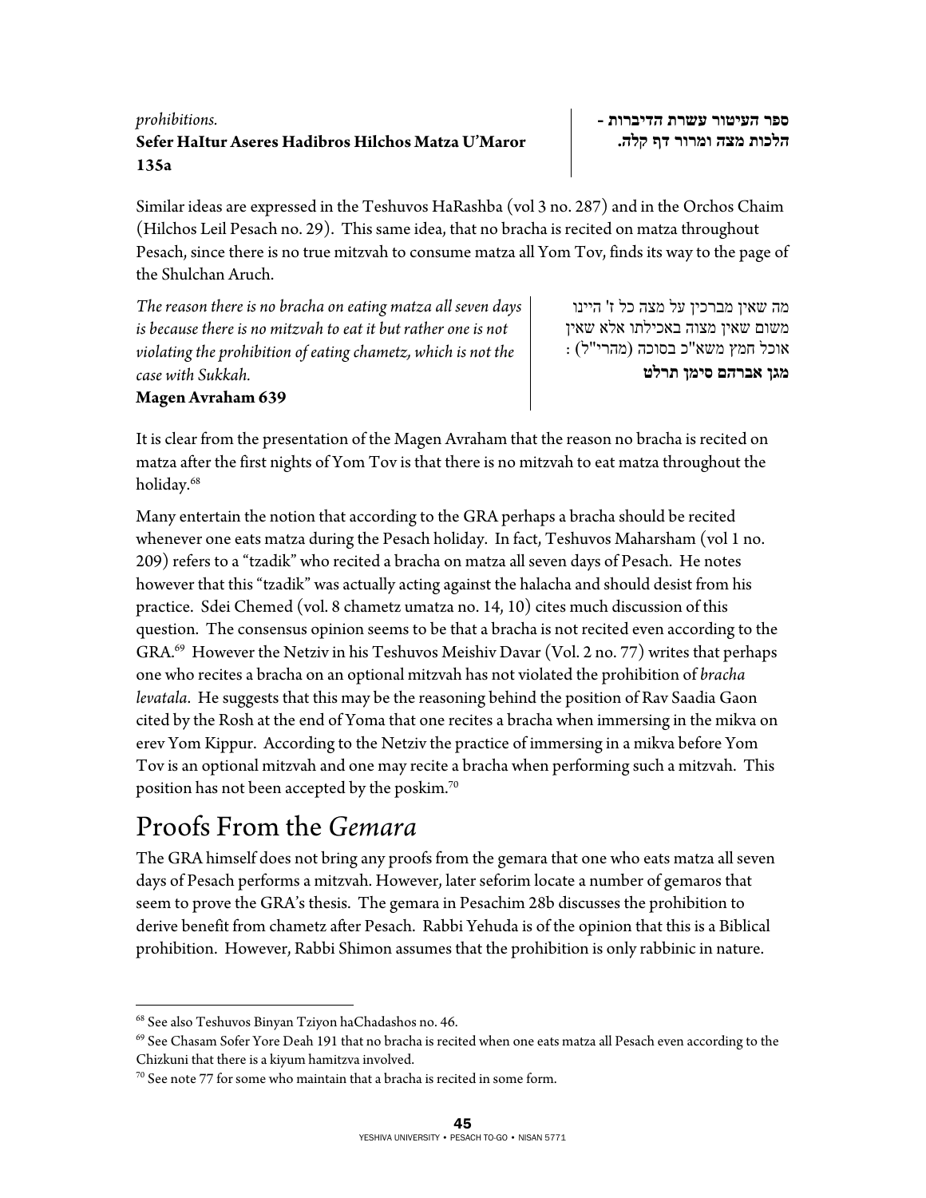*prohibitions.*
**Sefer HaItur Aseres Hadibros Hilchos Matza U'Maror 135a**

**ספר העיטור עשרת הדיברות - הלכות מצה ומרור דף קלה.**

Similar ideas are expressed in the Teshuvos HaRashba (vol 3 no. 287) and in the Orchos Chaim (Hilchos Leil Pesach no. 29). This same idea, that no bracha is recited on matza throughout Pesach, since there is no true mitzvah to consume matza all Yom Tov, finds its way to the page of the Shulchan Aruch.

*The reason there is no bracha on eating matza all seven days is because there is no mitzvah to eat it but rather one is not violating the prohibition of eating chametz, which is not the case with Sukkah.*
**Magen Avraham 639**

מה שאין מברכין על מצה כל ז' היינו משום שאין מצוה באכילתו אלא שאין אוכל חמץ משא"כ בסוכה (מהרי"ל):
**מגן אברהם סימן תרלט**

It is clear from the presentation of the Magen Avraham that the reason no bracha is recited on matza after the first nights of Yom Tov is that there is no mitzvah to eat matza throughout the holiday.[68]

Many entertain the notion that according to the GRA perhaps a bracha should be recited whenever one eats matza during the Pesach holiday. In fact, Teshuvos Maharsham (vol 1 no. 209) refers to a "tzadik" who recited a bracha on matza all seven days of Pesach. He notes however that this "tzadik" was actually acting against the halacha and should desist from his practice. Sdei Chemed (vol. 8 chametz umatza no. 14, 10) cites much discussion of this question. The consensus opinion seems to be that a bracha is not recited even according to the GRA.[69] However the Netziv in his Teshuvos Meishiv Davar (Vol. 2 no. 77) writes that perhaps one who recites a bracha on an optional mitzvah has not violated the prohibition of *bracha levatala*. He suggests that this may be the reasoning behind the position of Rav Saadia Gaon cited by the Rosh at the end of Yoma that one recites a bracha when immersing in the mikva on erev Yom Kippur. According to the Netziv the practice of immersing in a mikva before Yom Tov is an optional mitzvah and one may recite a bracha when performing such a mitzvah. This position has not been accepted by the poskim.[70]

## Proofs From the *Gemara*

The GRA himself does not bring any proofs from the gemara that one who eats matza all seven days of Pesach performs a mitzvah. However, later seforim locate a number of gemaros that seem to prove the GRA's thesis. The gemara in Pesachim 28b discusses the prohibition to derive benefit from chametz after Pesach. Rabbi Yehuda is of the opinion that this is a Biblical prohibition. However, Rabbi Shimon assumes that the prohibition is only rabbinic in nature.

---

[68] See also Teshuvos Binyan Tziyon haChadashos no. 46.

[69] See Chasam Sofer Yore Deah 191 that no bracha is recited when one eats matza all Pesach even according to the Chizkuni that there is a kiyum hamitzva involved.

[70] See note 77 for some who maintain that a bracha is recited in some form.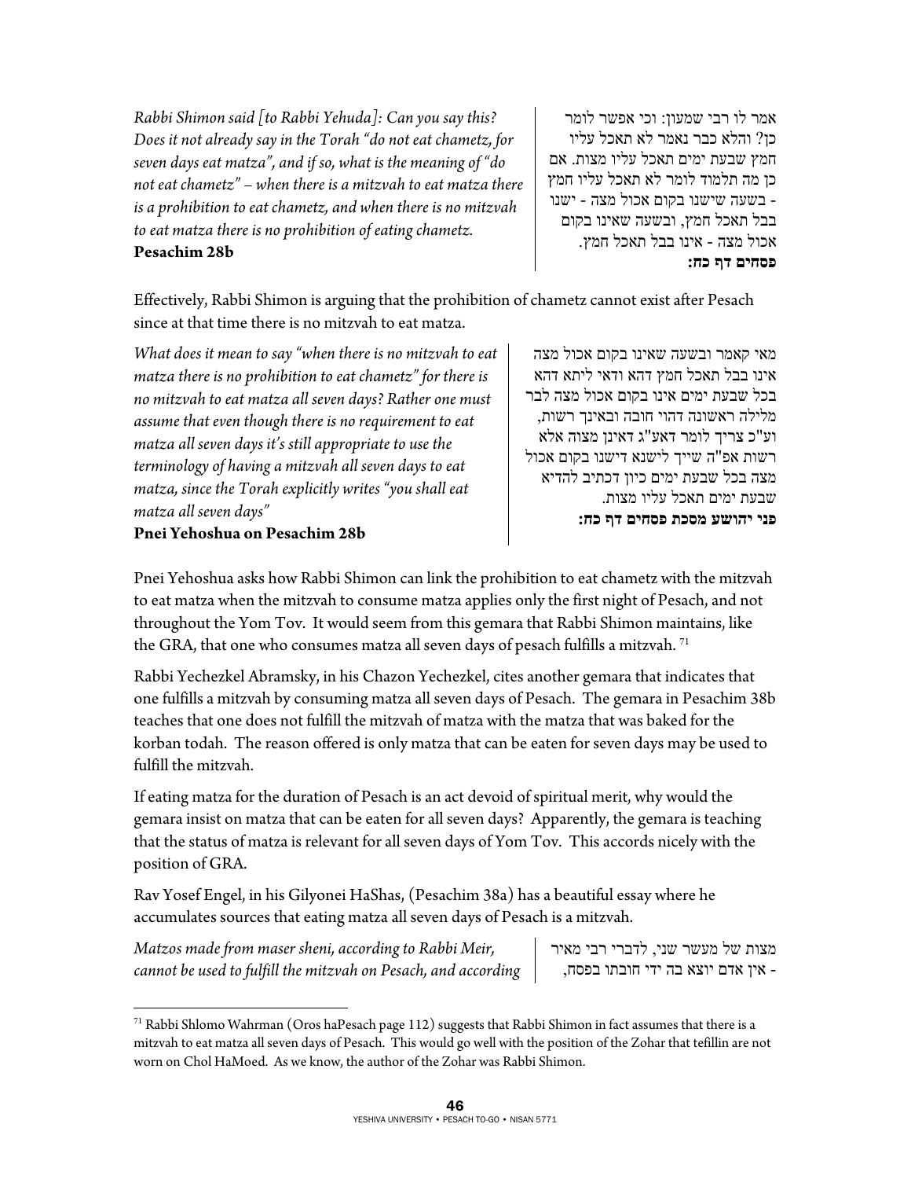*Rabbi Shimon said [to Rabbi Yehuda]: Can you say this? Does it not already say in the Torah "do not eat chametz, for seven days eat matza", and if so, what is the meaning of "do not eat chametz" – when there is a mitzvah to eat matza there is a prohibition to eat chametz, and when there is no mitzvah to eat matza there is no prohibition of eating chametz.*
**Pesachim 28b**

אמר לו רבי שמעון: וכי אפשר לומר כן? והלא כבר נאמר לא תאכל עליו חמץ שבעת ימים תאכל עליו מצות. אם כן מה תלמוד לומר לא תאכל עליו חמץ - בשעה שישנו בקום אכול מצה - ישנו בבל תאכל חמץ, ובשעה שאינו בקום אכול מצה - אינו בבל תאכל חמץ.
**פסחים דף כח:**

Effectively, Rabbi Shimon is arguing that the prohibition of chametz cannot exist after Pesach since at that time there is no mitzvah to eat matza.

*What does it mean to say "when there is no mitzvah to eat matza there is no prohibition to eat chametz" for there is no mitzvah to eat matza all seven days? Rather one must assume that even though there is no requirement to eat matza all seven days it's still appropriate to use the terminology of having a mitzvah all seven days to eat matza, since the Torah explicitly writes "you shall eat matza all seven days"*
**Pnei Yehoshua on Pesachim 28b**

מאי קאמר ובשעה שאינו בקום אכול מצה אינו בבל תאכל חמץ דהא ודאי ליתא דהא בכל שבעת ימים אינו בקום אכול מצה לבר מלילה ראשונה דהוי חובה ובאינך רשות, וע"כ צריך לומר דאע"ג דאינן מצוה אלא רשות אפ"ה שייך לישנא דישנו בקום אכול מצה בכל שבעת ימים כיון דכתיב להדיא שבעת ימים תאכל עליו מצות.
**פני יהושע מסכת פסחים דף כח:**

Pnei Yehoshua asks how Rabbi Shimon can link the prohibition to eat chametz with the mitzvah to eat matza when the mitzvah to consume matza applies only the first night of Pesach, and not throughout the Yom Tov. It would seem from this gemara that Rabbi Shimon maintains, like the GRA, that one who consumes matza all seven days of pesach fulfills a mitzvah.[71]

Rabbi Yechezkel Abramsky, in his Chazon Yechezkel, cites another gemara that indicates that one fulfills a mitzvah by consuming matza all seven days of Pesach. The gemara in Pesachim 38b teaches that one does not fulfill the mitzvah of matza with the matza that was baked for the korban todah. The reason offered is only matza that can be eaten for seven days may be used to fulfill the mitzvah.

If eating matza for the duration of Pesach is an act devoid of spiritual merit, why would the gemara insist on matza that can be eaten for all seven days? Apparently, the gemara is teaching that the status of matza is relevant for all seven days of Yom Tov. This accords nicely with the position of GRA.

Rav Yosef Engel, in his Gilyonei HaShas, (Pesachim 38a) has a beautiful essay where he accumulates sources that eating matza all seven days of Pesach is a mitzvah.

*Matzos made from maser sheni, according to Rabbi Meir, cannot be used to fulfill the mitzvah on Pesach, and according*

מצות של מעשר שני, לדברי רבי מאיר - אין אדם יוצא בה ידי חובתו בפסח,

---

[71] Rabbi Shlomo Wahrman (Oros haPesach page 112) suggests that Rabbi Shimon in fact assumes that there is a mitzvah to eat matza all seven days of Pesach. This would go well with the position of the Zohar that tefillin are not worn on Chol HaMoed. As we know, the author of the Zohar was Rabbi Shimon.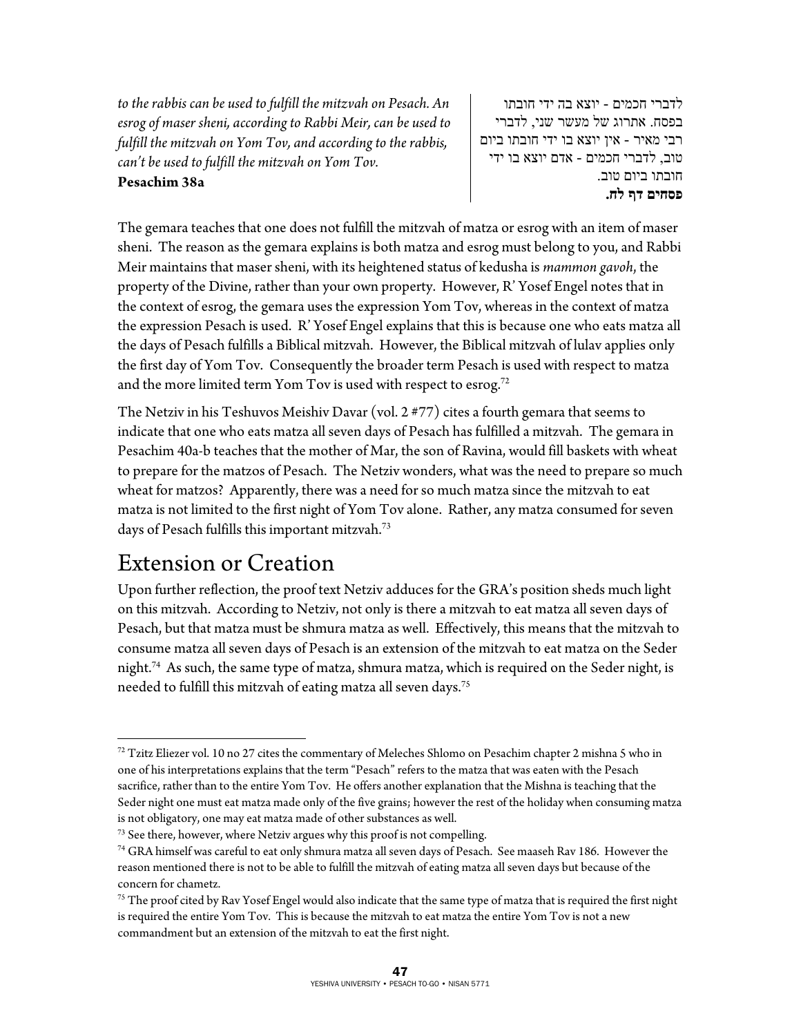*to the rabbis can be used to fulfill the mitzvah on Pesach. An esrog of maser sheni, according to Rabbi Meir, can be used to fulfill the mitzvah on Yom Tov, and according to the rabbis, can't be used to fulfill the mitzvah on Yom Tov.*
**Pesachim 38a**

לדברי חכמים - יוצא בה ידי חובתו בפסח. אתרוג של מעשר שני, לדברי רבי מאיר - אין יוצא בו ידי חובתו ביום טוב, לדברי חכמים - אדם יוצא בו ידי חובתו ביום טוב.
**פסחים דף לח.**

The gemara teaches that one does not fulfill the mitzvah of matza or esrog with an item of maser sheni. The reason as the gemara explains is both matza and esrog must belong to you, and Rabbi Meir maintains that maser sheni, with its heightened status of kedusha is *mammon gavoh*, the property of the Divine, rather than your own property. However, R' Yosef Engel notes that in the context of esrog, the gemara uses the expression Yom Tov, whereas in the context of matza the expression Pesach is used. R' Yosef Engel explains that this is because one who eats matza all the days of Pesach fulfills a Biblical mitzvah. However, the Biblical mitzvah of lulav applies only the first day of Yom Tov. Consequently the broader term Pesach is used with respect to matza and the more limited term Yom Tov is used with respect to esrog.[72]

The Netziv in his Teshuvos Meishiv Davar (vol. 2 #77) cites a fourth gemara that seems to indicate that one who eats matza all seven days of Pesach has fulfilled a mitzvah. The gemara in Pesachim 40a-b teaches that the mother of Mar, the son of Ravina, would fill baskets with wheat to prepare for the matzos of Pesach. The Netziv wonders, what was the need to prepare so much wheat for matzos? Apparently, there was a need for so much matza since the mitzvah to eat matza is not limited to the first night of Yom Tov alone. Rather, any matza consumed for seven days of Pesach fulfills this important mitzvah.[73]

# Extension or Creation

Upon further reflection, the proof text Netziv adduces for the GRA's position sheds much light on this mitzvah. According to Netziv, not only is there a mitzvah to eat matza all seven days of Pesach, but that matza must be shmura matza as well. Effectively, this means that the mitzvah to consume matza all seven days of Pesach is an extension of the mitzvah to eat matza on the Seder night.[74] As such, the same type of matza, shmura matza, which is required on the Seder night, is needed to fulfill this mitzvah of eating matza all seven days.[75]

---

[72] Tzitz Eliezer vol. 10 no 27 cites the commentary of Meleches Shlomo on Pesachim chapter 2 mishna 5 who in one of his interpretations explains that the term "Pesach" refers to the matza that was eaten with the Pesach sacrifice, rather than to the entire Yom Tov. He offers another explanation that the Mishna is teaching that the Seder night one must eat matza made only of the five grains; however the rest of the holiday when consuming matza is not obligatory, one may eat matza made of other substances as well.

[73] See there, however, where Netziv argues why this proof is not compelling.

[74] GRA himself was careful to eat only shmura matza all seven days of Pesach. See maaseh Rav 186. However the reason mentioned there is not to be able to fulfill the mitzvah of eating matza all seven days but because of the concern for chametz.

[75] The proof cited by Rav Yosef Engel would also indicate that the same type of matza that is required the first night is required the entire Yom Tov. This is because the mitzvah to eat matza the entire Yom Tov is not a new commandment but an extension of the mitzvah to eat the first night.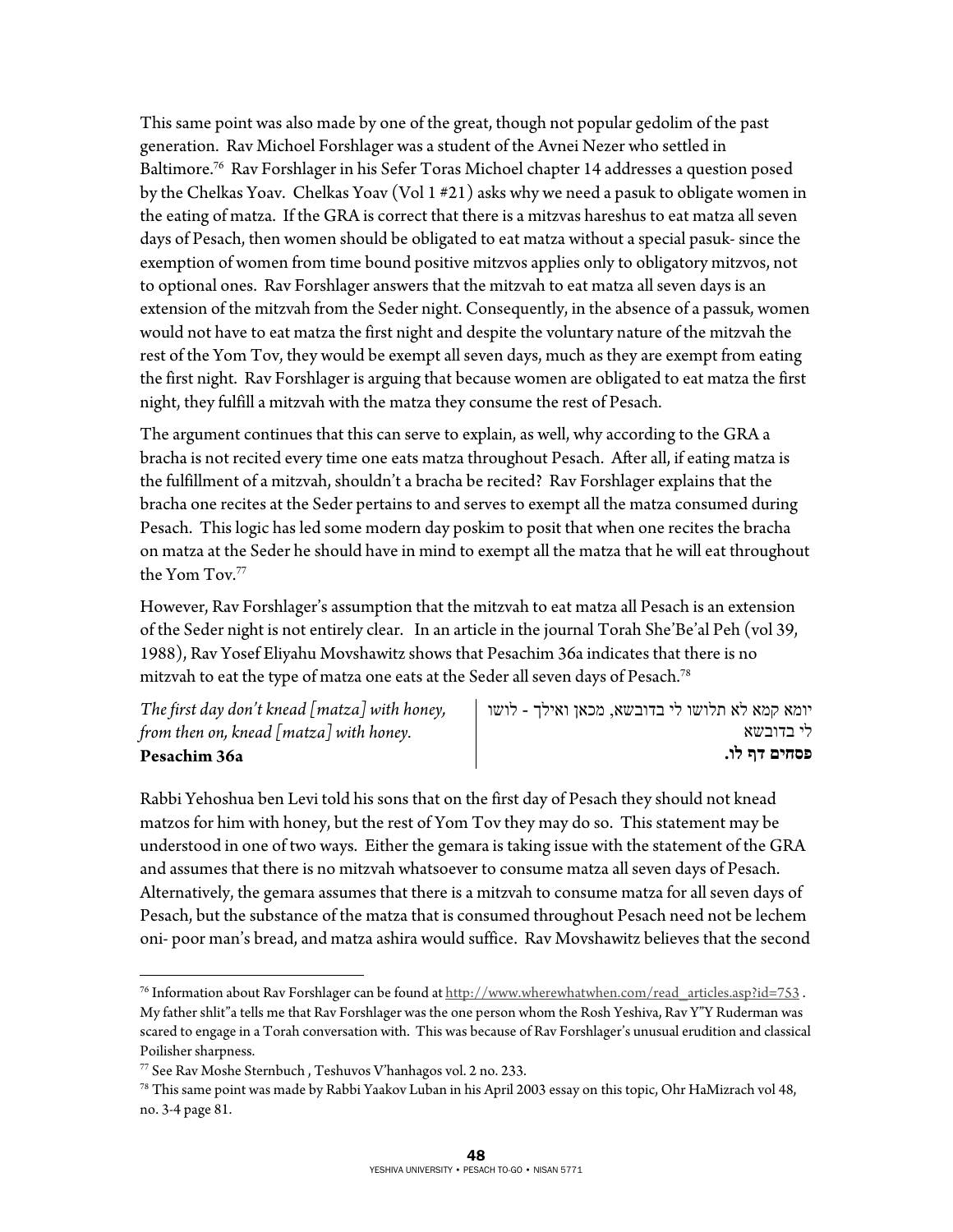This same point was also made by one of the great, though not popular gedolim of the past generation. Rav Michoel Forshlager was a student of the Avnei Nezer who settled in Baltimore.[76] Rav Forshlager in his Sefer Toras Michoel chapter 14 addresses a question posed by the Chelkas Yoav. Chelkas Yoav (Vol 1 #21) asks why we need a pasuk to obligate women in the eating of matza. If the GRA is correct that there is a mitzvas hareshus to eat matza all seven days of Pesach, then women should be obligated to eat matza without a special pasuk- since the exemption of women from time bound positive mitzvos applies only to obligatory mitzvos, not to optional ones. Rav Forshlager answers that the mitzvah to eat matza all seven days is an extension of the mitzvah from the Seder night. Consequently, in the absence of a passuk, women would not have to eat matza the first night and despite the voluntary nature of the mitzvah the rest of the Yom Tov, they would be exempt all seven days, much as they are exempt from eating the first night. Rav Forshlager is arguing that because women are obligated to eat matza the first night, they fulfill a mitzvah with the matza they consume the rest of Pesach.

The argument continues that this can serve to explain, as well, why according to the GRA a bracha is not recited every time one eats matza throughout Pesach. After all, if eating matza is the fulfillment of a mitzvah, shouldn't a bracha be recited? Rav Forshlager explains that the bracha one recites at the Seder pertains to and serves to exempt all the matza consumed during Pesach. This logic has led some modern day poskim to posit that when one recites the bracha on matza at the Seder he should have in mind to exempt all the matza that he will eat throughout the Yom Tov.[77]

However, Rav Forshlager's assumption that the mitzvah to eat matza all Pesach is an extension of the Seder night is not entirely clear. In an article in the journal Torah She'Be'al Peh (vol 39, 1988), Rav Yosef Eliyahu Movshawitz shows that Pesachim 36a indicates that there is no mitzvah to eat the type of matza one eats at the Seder all seven days of Pesach.[78]

| | |
|---|---|
| *The first day don't knead [matza] with honey, from then on, knead [matza] with honey.* **Pesachim 36a** | יומא קמא לא תלושו לי בדובשא, מכאן ואילך - לושו לי בדובשא **פסחים דף לו.** |

Rabbi Yehoshua ben Levi told his sons that on the first day of Pesach they should not knead matzos for him with honey, but the rest of Yom Tov they may do so. This statement may be understood in one of two ways. Either the gemara is taking issue with the statement of the GRA and assumes that there is no mitzvah whatsoever to consume matza all seven days of Pesach. Alternatively, the gemara assumes that there is a mitzvah to consume matza for all seven days of Pesach, but the substance of the matza that is consumed throughout Pesach need not be lechem oni- poor man's bread, and matza ashira would suffice. Rav Movshawitz believes that the second

---

[76] Information about Rav Forshlager can be found at http://www.wherewhatwhen.com/read_articles.asp?id=753 . My father shlit"a tells me that Rav Forshlager was the one person whom the Rosh Yeshiva, Rav Y"Y Ruderman was scared to engage in a Torah conversation with. This was because of Rav Forshlager's unusual erudition and classical Poilisher sharpness.

[77] See Rav Moshe Sternbuch , Teshuvos V'hanhagos vol. 2 no. 233.

[78] This same point was made by Rabbi Yaakov Luban in his April 2003 essay on this topic, Ohr HaMizrach vol 48, no. 3-4 page 81.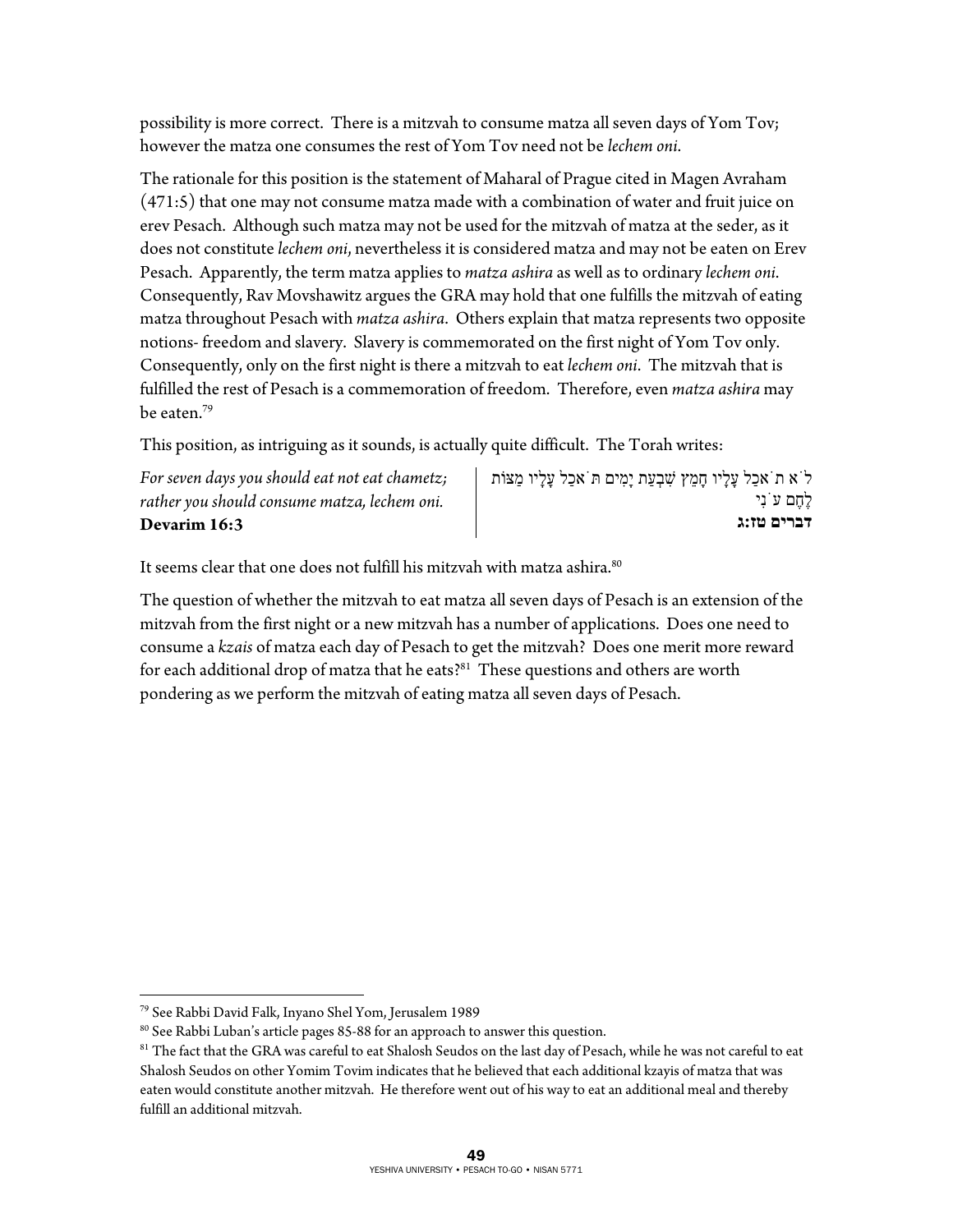possibility is more correct. There is a mitzvah to consume matza all seven days of Yom Tov; however the matza one consumes the rest of Yom Tov need not be *lechem oni*.

The rationale for this position is the statement of Maharal of Prague cited in Magen Avraham (471:5) that one may not consume matza made with a combination of water and fruit juice on erev Pesach. Although such matza may not be used for the mitzvah of matza at the seder, as it does not constitute *lechem oni*, nevertheless it is considered matza and may not be eaten on Erev Pesach. Apparently, the term matza applies to *matza ashira* as well as to ordinary *lechem oni*. Consequently, Rav Movshawitz argues the GRA may hold that one fulfills the mitzvah of eating matza throughout Pesach with *matza ashira*. Others explain that matza represents two opposite notions- freedom and slavery. Slavery is commemorated on the first night of Yom Tov only. Consequently, only on the first night is there a mitzvah to eat *lechem oni*. The mitzvah that is fulfilled the rest of Pesach is a commemoration of freedom. Therefore, even *matza ashira* may be eaten.[79]

This position, as intriguing as it sounds, is actually quite difficult. The Torah writes:

*For seven days you should eat not eat chametz; rather you should consume matza, lechem oni.*
**Devarim 16:3**

לֹא תֹאכַל עָלָיו חָמֵץ שִׁבְעַת יָמִים תֹּאכַל עָלָיו מַצּוֹת לֶחֶם עֹנִי
**דברים טז:ג**

It seems clear that one does not fulfill his mitzvah with matza ashira.[80]

The question of whether the mitzvah to eat matza all seven days of Pesach is an extension of the mitzvah from the first night or a new mitzvah has a number of applications. Does one need to consume a *kzais* of matza each day of Pesach to get the mitzvah? Does one merit more reward for each additional drop of matza that he eats?[81] These questions and others are worth pondering as we perform the mitzvah of eating matza all seven days of Pesach.

---

[79] See Rabbi David Falk, Inyano Shel Yom, Jerusalem 1989

[80] See Rabbi Luban's article pages 85-88 for an approach to answer this question.

[81] The fact that the GRA was careful to eat Shalosh Seudos on the last day of Pesach, while he was not careful to eat Shalosh Seudos on other Yomim Tovim indicates that he believed that each additional kzayis of matza that was eaten would constitute another mitzvah. He therefore went out of his way to eat an additional meal and thereby fulfill an additional mitzvah.